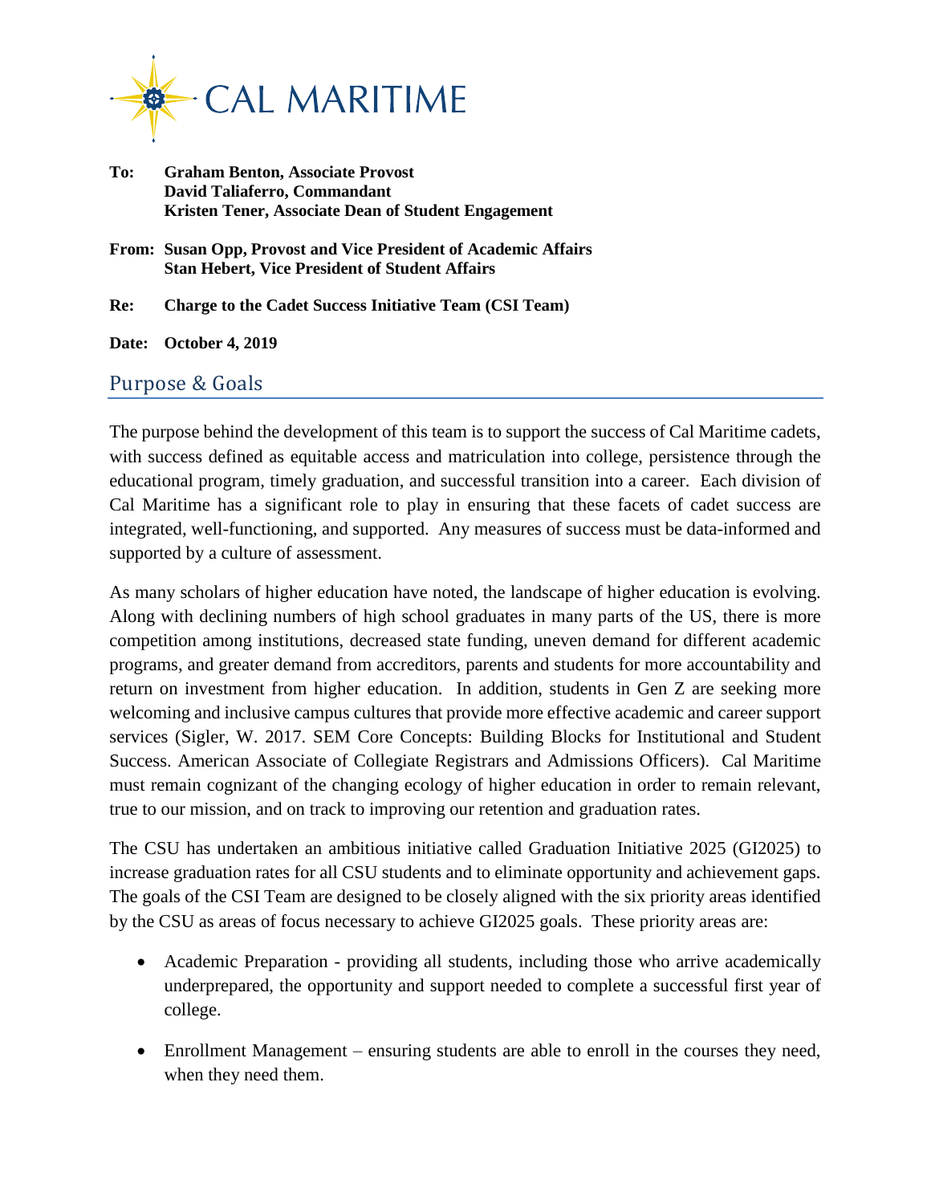CAL MARITIME

**To:** **Graham Benton, Associate Provost**
**David Taliaferro, Commandant**
**Kristen Tener, Associate Dean of Student Engagement**

**From:** **Susan Opp, Provost and Vice President of Academic Affairs**
**Stan Hebert, Vice President of Student Affairs**

**Re:** **Charge to the Cadet Success Initiative Team (CSI Team)**

**Date:** **October 4, 2019**

## Purpose & Goals

The purpose behind the development of this team is to support the success of Cal Maritime cadets, with success defined as equitable access and matriculation into college, persistence through the educational program, timely graduation, and successful transition into a career. Each division of Cal Maritime has a significant role to play in ensuring that these facets of cadet success are integrated, well-functioning, and supported. Any measures of success must be data-informed and supported by a culture of assessment.

As many scholars of higher education have noted, the landscape of higher education is evolving. Along with declining numbers of high school graduates in many parts of the US, there is more competition among institutions, decreased state funding, uneven demand for different academic programs, and greater demand from accreditors, parents and students for more accountability and return on investment from higher education. In addition, students in Gen Z are seeking more welcoming and inclusive campus cultures that provide more effective academic and career support services (Sigler, W. 2017. SEM Core Concepts: Building Blocks for Institutional and Student Success. American Associate of Collegiate Registrars and Admissions Officers). Cal Maritime must remain cognizant of the changing ecology of higher education in order to remain relevant, true to our mission, and on track to improving our retention and graduation rates.

The CSU has undertaken an ambitious initiative called Graduation Initiative 2025 (GI2025) to increase graduation rates for all CSU students and to eliminate opportunity and achievement gaps. The goals of the CSI Team are designed to be closely aligned with the six priority areas identified by the CSU as areas of focus necessary to achieve GI2025 goals. These priority areas are:

- Academic Preparation - providing all students, including those who arrive academically underprepared, the opportunity and support needed to complete a successful first year of college.
- Enrollment Management – ensuring students are able to enroll in the courses they need, when they need them.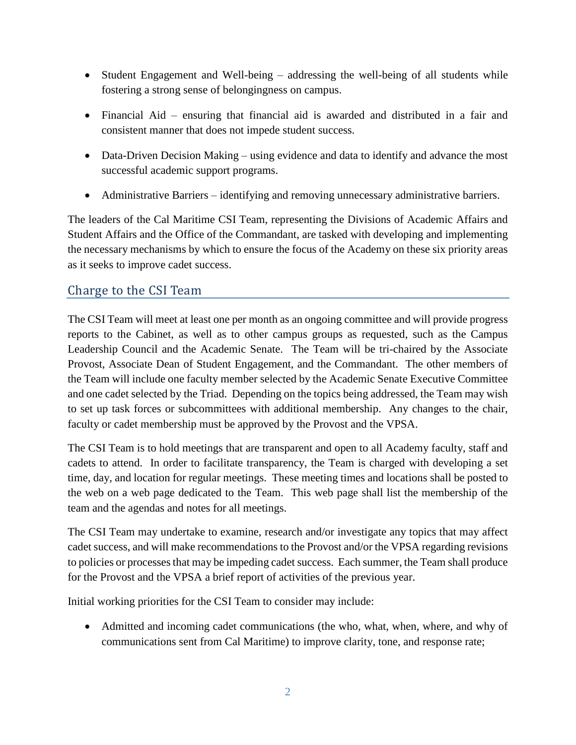- Student Engagement and Well-being – addressing the well-being of all students while fostering a strong sense of belongingness on campus.
- Financial Aid – ensuring that financial aid is awarded and distributed in a fair and consistent manner that does not impede student success.
- Data-Driven Decision Making – using evidence and data to identify and advance the most successful academic support programs.
- Administrative Barriers – identifying and removing unnecessary administrative barriers.

The leaders of the Cal Maritime CSI Team, representing the Divisions of Academic Affairs and Student Affairs and the Office of the Commandant, are tasked with developing and implementing the necessary mechanisms by which to ensure the focus of the Academy on these six priority areas as it seeks to improve cadet success.

## Charge to the CSI Team

The CSI Team will meet at least one per month as an ongoing committee and will provide progress reports to the Cabinet, as well as to other campus groups as requested, such as the Campus Leadership Council and the Academic Senate. The Team will be tri-chaired by the Associate Provost, Associate Dean of Student Engagement, and the Commandant. The other members of the Team will include one faculty member selected by the Academic Senate Executive Committee and one cadet selected by the Triad. Depending on the topics being addressed, the Team may wish to set up task forces or subcommittees with additional membership. Any changes to the chair, faculty or cadet membership must be approved by the Provost and the VPSA.

The CSI Team is to hold meetings that are transparent and open to all Academy faculty, staff and cadets to attend. In order to facilitate transparency, the Team is charged with developing a set time, day, and location for regular meetings. These meeting times and locations shall be posted to the web on a web page dedicated to the Team. This web page shall list the membership of the team and the agendas and notes for all meetings.

The CSI Team may undertake to examine, research and/or investigate any topics that may affect cadet success, and will make recommendations to the Provost and/or the VPSA regarding revisions to policies or processes that may be impeding cadet success. Each summer, the Team shall produce for the Provost and the VPSA a brief report of activities of the previous year.

Initial working priorities for the CSI Team to consider may include:

- Admitted and incoming cadet communications (the who, what, when, where, and why of communications sent from Cal Maritime) to improve clarity, tone, and response rate;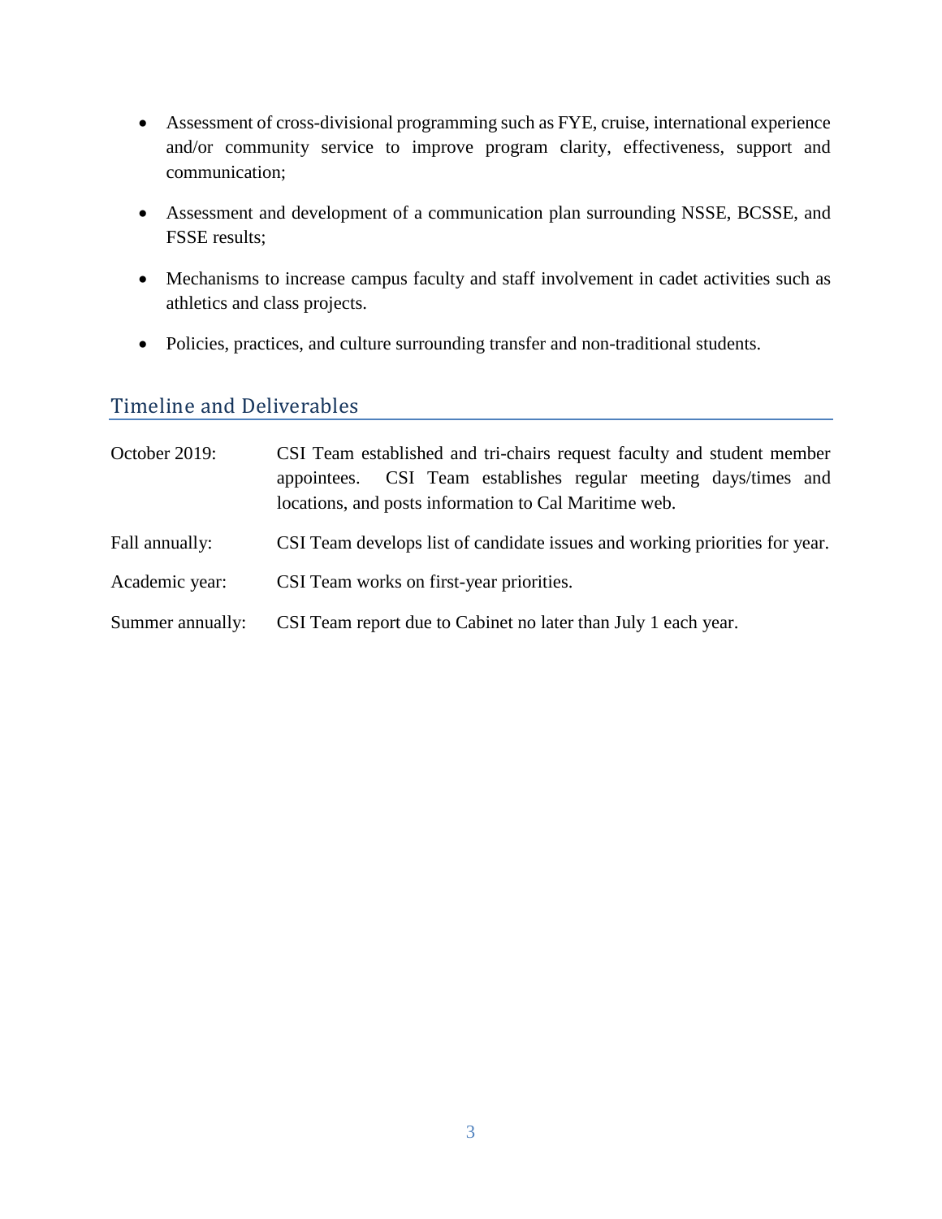- Assessment of cross-divisional programming such as FYE, cruise, international experience and/or community service to improve program clarity, effectiveness, support and communication;
- Assessment and development of a communication plan surrounding NSSE, BCSSE, and FSSE results;
- Mechanisms to increase campus faculty and staff involvement in cadet activities such as athletics and class projects.
- Policies, practices, and culture surrounding transfer and non-traditional students.

## Timeline and Deliverables

| | |
|---|---|
| October 2019: | CSI Team established and tri-chairs request faculty and student member appointees. CSI Team establishes regular meeting days/times and locations, and posts information to Cal Maritime web. |
| Fall annually: | CSI Team develops list of candidate issues and working priorities for year. |
| Academic year: | CSI Team works on first-year priorities. |
| Summer annually: | CSI Team report due to Cabinet no later than July 1 each year. |